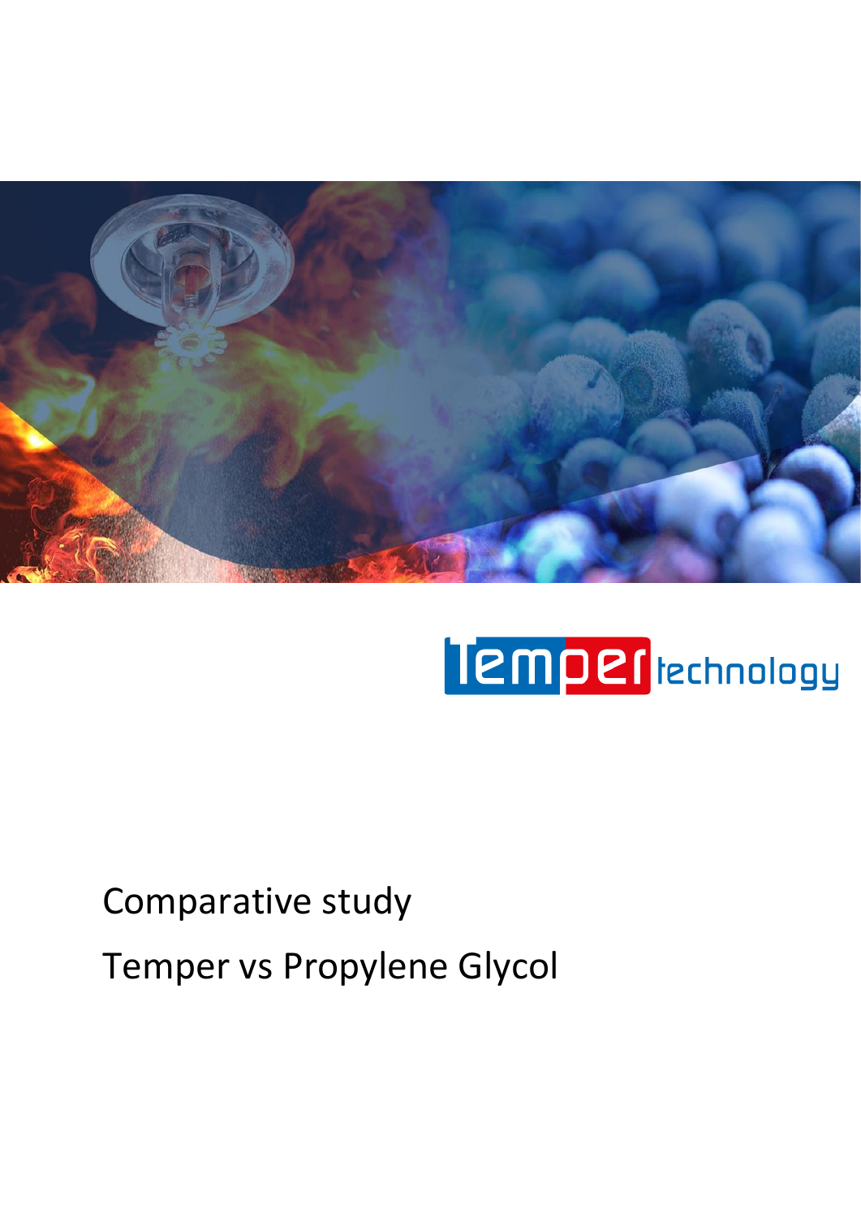Temper technology

# Comparative study

# Temper vs Propylene Glycol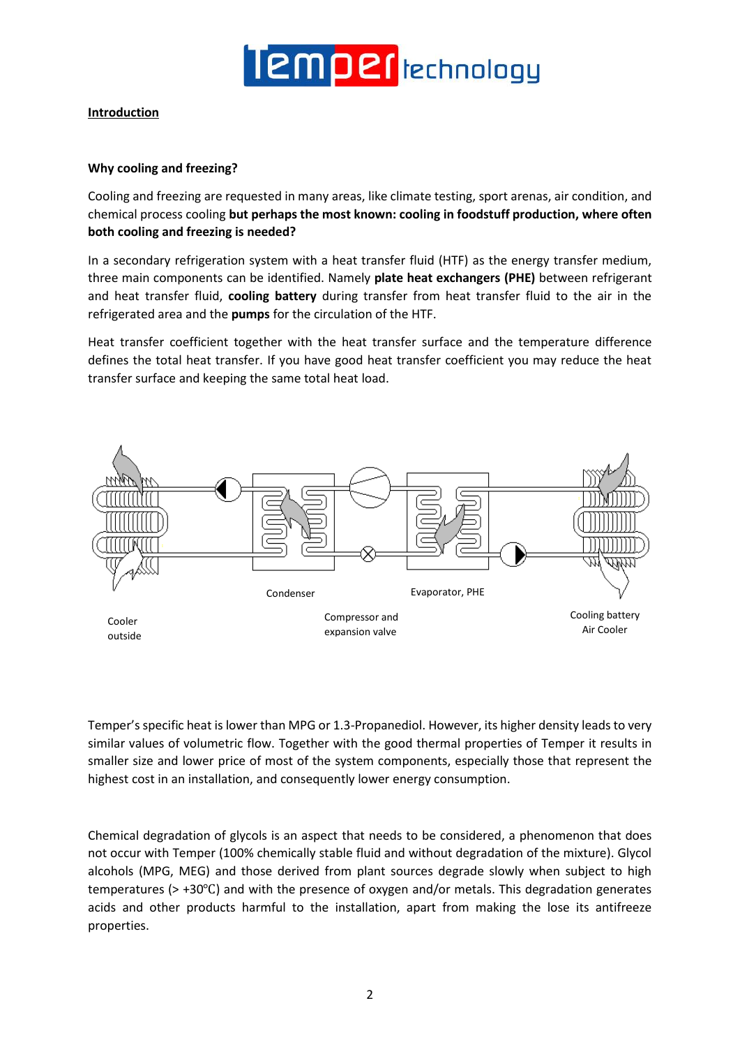**Introduction**

**Why cooling and freezing?**

Cooling and freezing are requested in many areas, like climate testing, sport arenas, air condition, and chemical process cooling **but perhaps the most known: cooling in foodstuff production, where often both cooling and freezing is needed?**

In a secondary refrigeration system with a heat transfer fluid (HTF) as the energy transfer medium, three main components can be identified. Namely **plate heat exchangers (PHE)** between refrigerant and heat transfer fluid, **cooling battery** during transfer from heat transfer fluid to the air in the refrigerated area and the **pumps** for the circulation of the HTF.

Heat transfer coefficient together with the heat transfer surface and the temperature difference defines the total heat transfer. If you have good heat transfer coefficient you may reduce the heat transfer surface and keeping the same total heat load.

Condenser

Evaporator, PHE

Cooler outside

Compressor and expansion valve

Cooling battery Air Cooler

Temper's specific heat is lower than MPG or 1.3-Propanediol. However, its higher density leads to very similar values of volumetric flow. Together with the good thermal properties of Temper it results in smaller size and lower price of most of the system components, especially those that represent the highest cost in an installation, and consequently lower energy consumption.

Chemical degradation of glycols is an aspect that needs to be considered, a phenomenon that does not occur with Temper (100% chemically stable fluid and without degradation of the mixture). Glycol alcohols (MPG, MEG) and those derived from plant sources degrade slowly when subject to high temperatures (> +30℃) and with the presence of oxygen and/or metals. This degradation generates acids and other products harmful to the installation, apart from making the lose its antifreeze properties.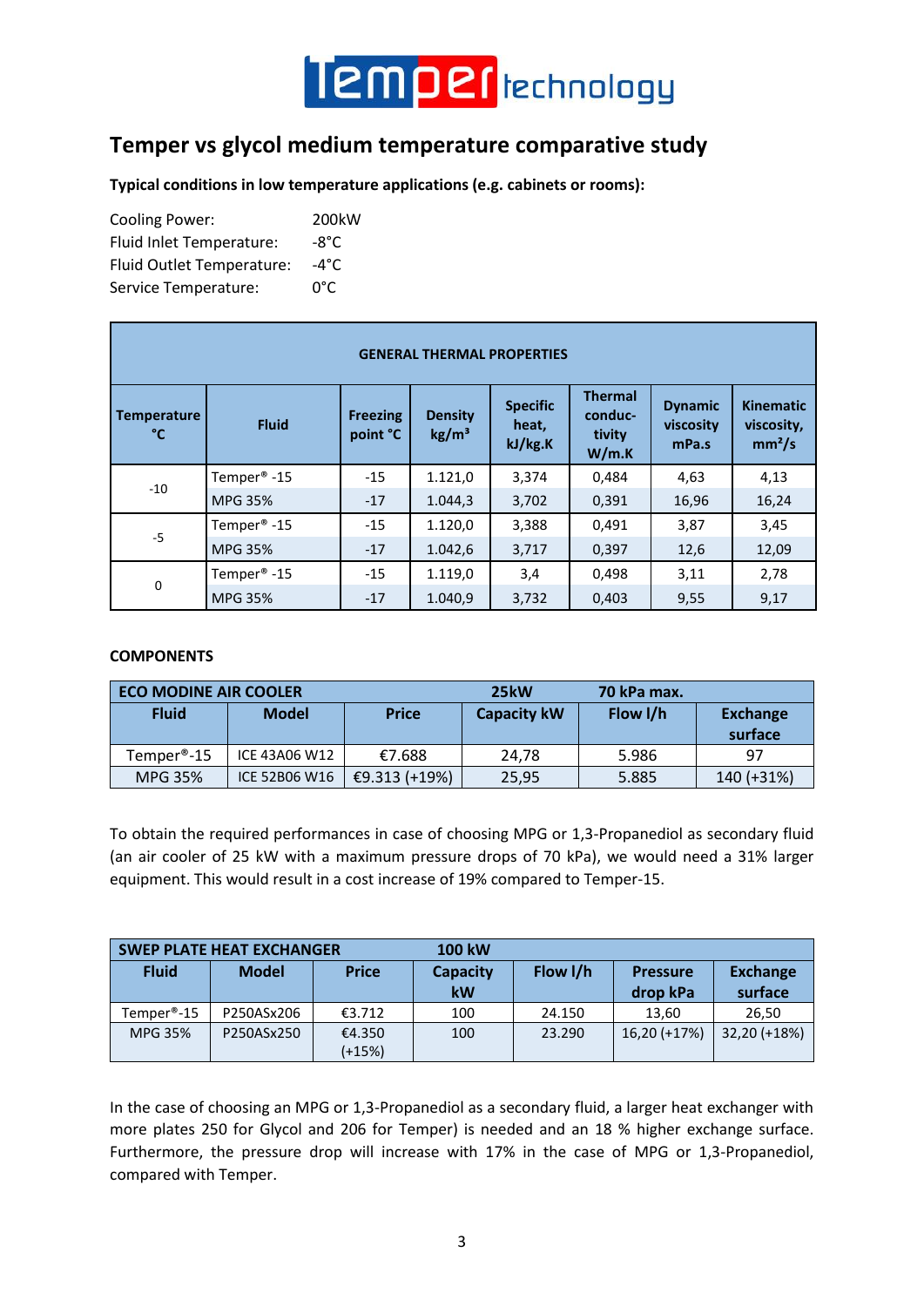# Temper vs glycol medium temperature comparative study

**Typical conditions in low temperature applications (e.g. cabinets or rooms):**

Cooling Power: 200kW
Fluid Inlet Temperature: -8°C
Fluid Outlet Temperature: -4°C
Service Temperature: 0°C

| GENERAL THERMAL PROPERTIES | | | | | | | |
|---|---|---|---|---|---|---|---|
| Temperature °C | Fluid | Freezing point °C | Density kg/m³ | Specific heat, kJ/kg.K | Thermal conduc-tivity W/m.K | Dynamic viscosity mPa.s | Kinematic viscosity, mm²/s |
| -10 | Temper® -15 | -15 | 1.121,0 | 3,374 | 0,484 | 4,63 | 4,13 |
| | MPG 35% | -17 | 1.044,3 | 3,702 | 0,391 | 16,96 | 16,24 |
| -5 | Temper® -15 | -15 | 1.120,0 | 3,388 | 0,491 | 3,87 | 3,45 |
| | MPG 35% | -17 | 1.042,6 | 3,717 | 0,397 | 12,6 | 12,09 |
| 0 | Temper® -15 | -15 | 1.119,0 | 3,4 | 0,498 | 3,11 | 2,78 |
| | MPG 35% | -17 | 1.040,9 | 3,732 | 0,403 | 9,55 | 9,17 |

**COMPONENTS**

| ECO MODINE AIR COOLER | | | 25kW | 70 kPa max. | |
|---|---|---|---|---|---|
| Fluid | Model | Price | Capacity kW | Flow l/h | Exchange surface |
| Temper®-15 | ICE 43A06 W12 | €7.688 | 24,78 | 5.986 | 97 |
| MPG 35% | ICE 52B06 W16 | €9.313 (+19%) | 25,95 | 5.885 | 140 (+31%) |

To obtain the required performances in case of choosing MPG or 1,3-Propanediol as secondary fluid (an air cooler of 25 kW with a maximum pressure drops of 70 kPa), we would need a 31% larger equipment. This would result in a cost increase of 19% compared to Temper-15.

| SWEP PLATE HEAT EXCHANGER | | | 100 kW | | | |
|---|---|---|---|---|---|---|
| Fluid | Model | Price | Capacity kW | Flow l/h | Pressure drop kPa | Exchange surface |
| Temper®-15 | P250ASx206 | €3.712 | 100 | 24.150 | 13,60 | 26,50 |
| MPG 35% | P250ASx250 | €4.350 (+15%) | 100 | 23.290 | 16,20 (+17%) | 32,20 (+18%) |

In the case of choosing an MPG or 1,3-Propanediol as a secondary fluid, a larger heat exchanger with more plates 250 for Glycol and 206 for Temper) is needed and an 18 % higher exchange surface. Furthermore, the pressure drop will increase with 17% in the case of MPG or 1,3-Propanediol, compared with Temper.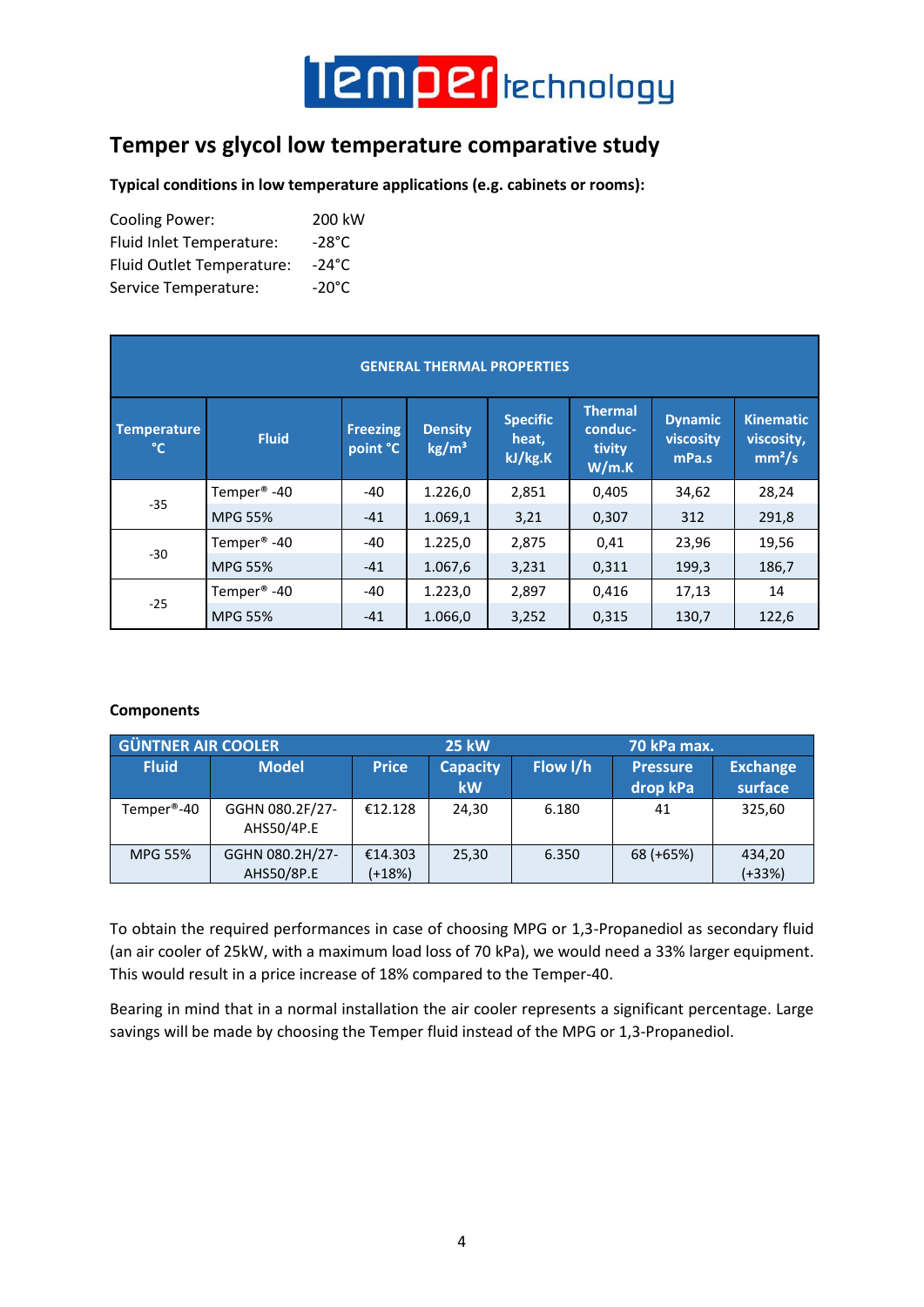# Temper vs glycol low temperature comparative study

**Typical conditions in low temperature applications (e.g. cabinets or rooms):**

| | |
|---|---|
| Cooling Power: | 200 kW |
| Fluid Inlet Temperature: | -28°C |
| Fluid Outlet Temperature: | -24°C |
| Service Temperature: | -20°C |

| GENERAL THERMAL PROPERTIES | | | | | | | |
|---|---|---|---|---|---|---|---|
| Temperature °C | Fluid | Freezing point °C | Density kg/m³ | Specific heat, kJ/kg.K | Thermal conductivity W/m.K | Dynamic viscosity mPa.s | Kinematic viscosity, mm²/s |
| -35 | Temper® -40 | -40 | 1.226,0 | 2,851 | 0,405 | 34,62 | 28,24 |
| | MPG 55% | -41 | 1.069,1 | 3,21 | 0,307 | 312 | 291,8 |
| -30 | Temper® -40 | -40 | 1.225,0 | 2,875 | 0,41 | 23,96 | 19,56 |
| | MPG 55% | -41 | 1.067,6 | 3,231 | 0,311 | 199,3 | 186,7 |
| -25 | Temper® -40 | -40 | 1.223,0 | 2,897 | 0,416 | 17,13 | 14 |
| | MPG 55% | -41 | 1.066,0 | 3,252 | 0,315 | 130,7 | 122,6 |

**Components**

| GÜNTNER AIR COOLER | | | 25 kW | | 70 kPa max. | |
|---|---|---|---|---|---|---|
| Fluid | Model | Price | Capacity kW | Flow l/h | Pressure drop kPa | Exchange surface |
| Temper®-40 | GGHN 080.2F/27-AHS50/4P.E | €12.128 | 24,30 | 6.180 | 41 | 325,60 |
| MPG 55% | GGHN 080.2H/27-AHS50/8P.E | €14.303 (+18%) | 25,30 | 6.350 | 68 (+65%) | 434,20 (+33%) |

To obtain the required performances in case of choosing MPG or 1,3-Propanediol as secondary fluid (an air cooler of 25kW, with a maximum load loss of 70 kPa), we would need a 33% larger equipment. This would result in a price increase of 18% compared to the Temper-40.

Bearing in mind that in a normal installation the air cooler represents a significant percentage. Large savings will be made by choosing the Temper fluid instead of the MPG or 1,3-Propanediol.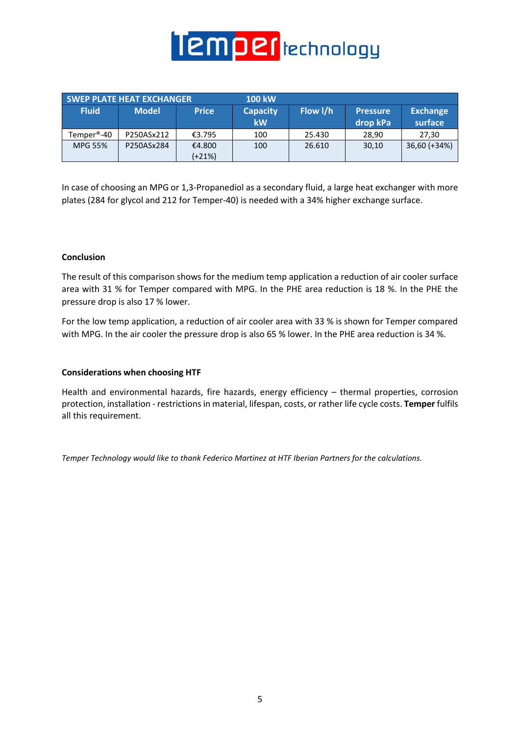| SWEP PLATE HEAT EXCHANGER | | | 100 kW | | | |
|---|---|---|---|---|---|---|
| **Fluid** | **Model** | **Price** | **Capacity kW** | **Flow l/h** | **Pressure drop kPa** | **Exchange surface** |
| Temper®-40 | P250ASx212 | €3.795 | 100 | 25.430 | 28,90 | 27,30 |
| MPG 55% | P250ASx284 | €4.800 (+21%) | 100 | 26.610 | 30,10 | 36,60 (+34%) |

In case of choosing an MPG or 1,3-Propanediol as a secondary fluid, a large heat exchanger with more plates (284 for glycol and 212 for Temper-40) is needed with a 34% higher exchange surface.

**Conclusion**

The result of this comparison shows for the medium temp application a reduction of air cooler surface area with 31 % for Temper compared with MPG. In the PHE area reduction is 18 %. In the PHE the pressure drop is also 17 % lower.

For the low temp application, a reduction of air cooler area with 33 % is shown for Temper compared with MPG. In the air cooler the pressure drop is also 65 % lower. In the PHE area reduction is 34 %.

**Considerations when choosing HTF**

Health and environmental hazards, fire hazards, energy efficiency – thermal properties, corrosion protection, installation - restrictions in material, lifespan, costs, or rather life cycle costs. **Temper** fulfils all this requirement.

*Temper Technology would like to thank Federico Martinez at HTF Iberian Partners for the calculations.*